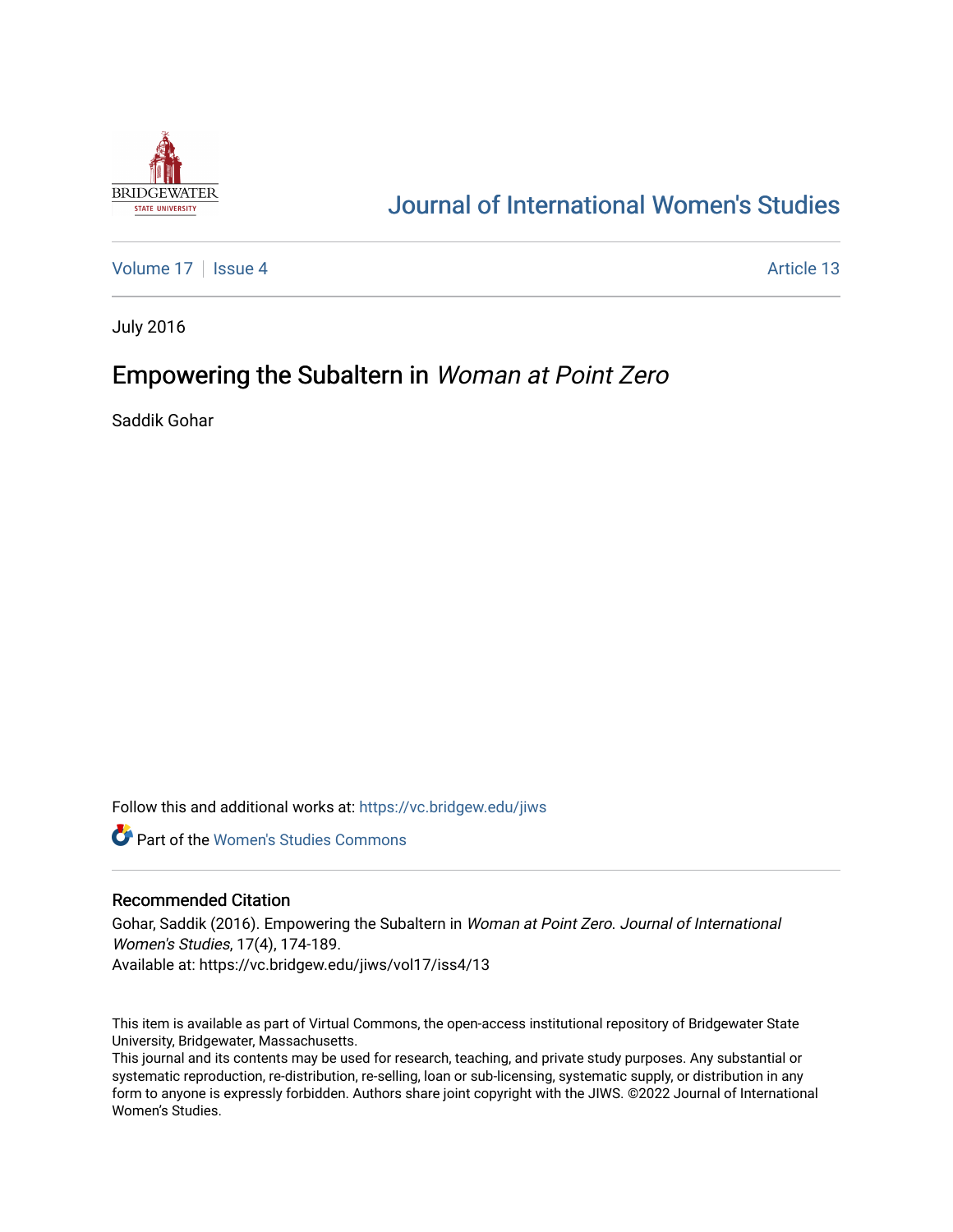# Journal of International Women's Studies

Volume 17 | Issue 4 Article 13

July 2016

## Empowering the Subaltern in *Woman at Point Zero*

Saddik Gohar

Follow this and additional works at: https://vc.bridgew.edu/jiws

Part of the Women's Studies Commons

### Recommended Citation

Gohar, Saddik (2016). Empowering the Subaltern in *Woman at Point Zero*. *Journal of International Women's Studies*, 17(4), 174-189.
Available at: https://vc.bridgew.edu/jiws/vol17/iss4/13

This item is available as part of Virtual Commons, the open-access institutional repository of Bridgewater State University, Bridgewater, Massachusetts.
This journal and its contents may be used for research, teaching, and private study purposes. Any substantial or systematic reproduction, re-distribution, re-selling, loan or sub-licensing, systematic supply, or distribution in any form to anyone is expressly forbidden. Authors share joint copyright with the JIWS. ©2022 Journal of International Women's Studies.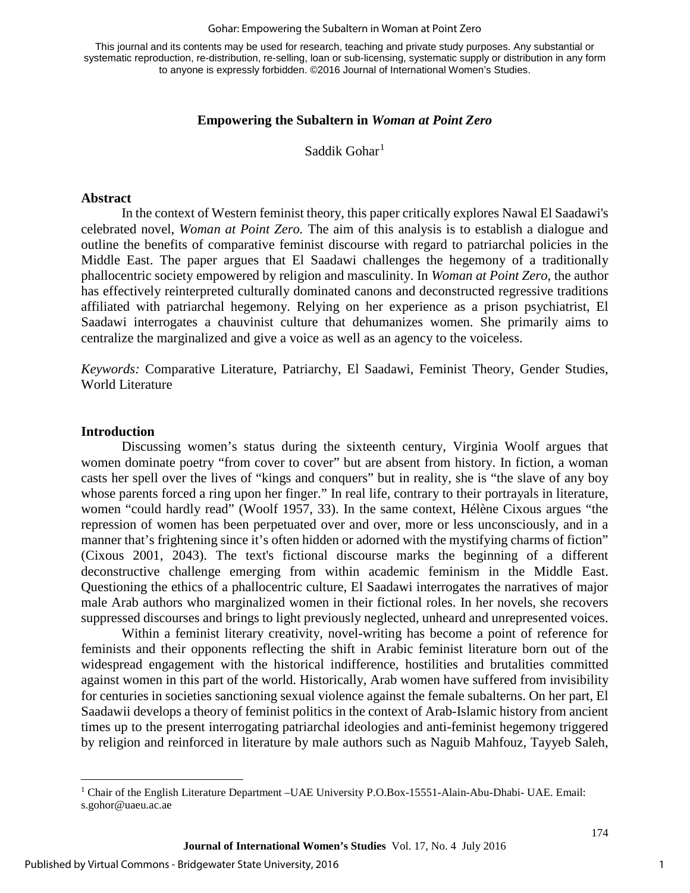**Empowering the Subaltern in *Woman at Point Zero***

Saddik Gohar[1]

### Abstract

In the context of Western feminist theory, this paper critically explores Nawal El Saadawi's celebrated novel, *Woman at Point Zero.* The aim of this analysis is to establish a dialogue and outline the benefits of comparative feminist discourse with regard to patriarchal policies in the Middle East. The paper argues that El Saadawi challenges the hegemony of a traditionally phallocentric society empowered by religion and masculinity. In *Woman at Point Zero*, the author has effectively reinterpreted culturally dominated canons and deconstructed regressive traditions affiliated with patriarchal hegemony. Relying on her experience as a prison psychiatrist, El Saadawi interrogates a chauvinist culture that dehumanizes women. She primarily aims to centralize the marginalized and give a voice as well as an agency to the voiceless.

*Keywords:* Comparative Literature, Patriarchy, El Saadawi, Feminist Theory, Gender Studies, World Literature

### Introduction

Discussing women's status during the sixteenth century, Virginia Woolf argues that women dominate poetry "from cover to cover" but are absent from history. In fiction, a woman casts her spell over the lives of "kings and conquers" but in reality, she is "the slave of any boy whose parents forced a ring upon her finger." In real life, contrary to their portrayals in literature, women "could hardly read" (Woolf 1957, 33). In the same context, Hélène Cixous argues "the repression of women has been perpetuated over and over, more or less unconsciously, and in a manner that's frightening since it's often hidden or adorned with the mystifying charms of fiction" (Cixous 2001, 2043). The text's fictional discourse marks the beginning of a different deconstructive challenge emerging from within academic feminism in the Middle East. Questioning the ethics of a phallocentric culture, El Saadawi interrogates the narratives of major male Arab authors who marginalized women in their fictional roles. In her novels, she recovers suppressed discourses and brings to light previously neglected, unheard and unrepresented voices.

Within a feminist literary creativity, novel-writing has become a point of reference for feminists and their opponents reflecting the shift in Arabic feminist literature born out of the widespread engagement with the historical indifference, hostilities and brutalities committed against women in this part of the world. Historically, Arab women have suffered from invisibility for centuries in societies sanctioning sexual violence against the female subalterns. On her part, El Saadawii develops a theory of feminist politics in the context of Arab-Islamic history from ancient times up to the present interrogating patriarchal ideologies and anti-feminist hegemony triggered by religion and reinforced in literature by male authors such as Naguib Mahfouz, Tayyeb Saleh,

---

[1] Chair of the English Literature Department –UAE University P.O.Box-15551-Alain-Abu-Dhabi- UAE. Email: s.gohor@uaeu.ac.ae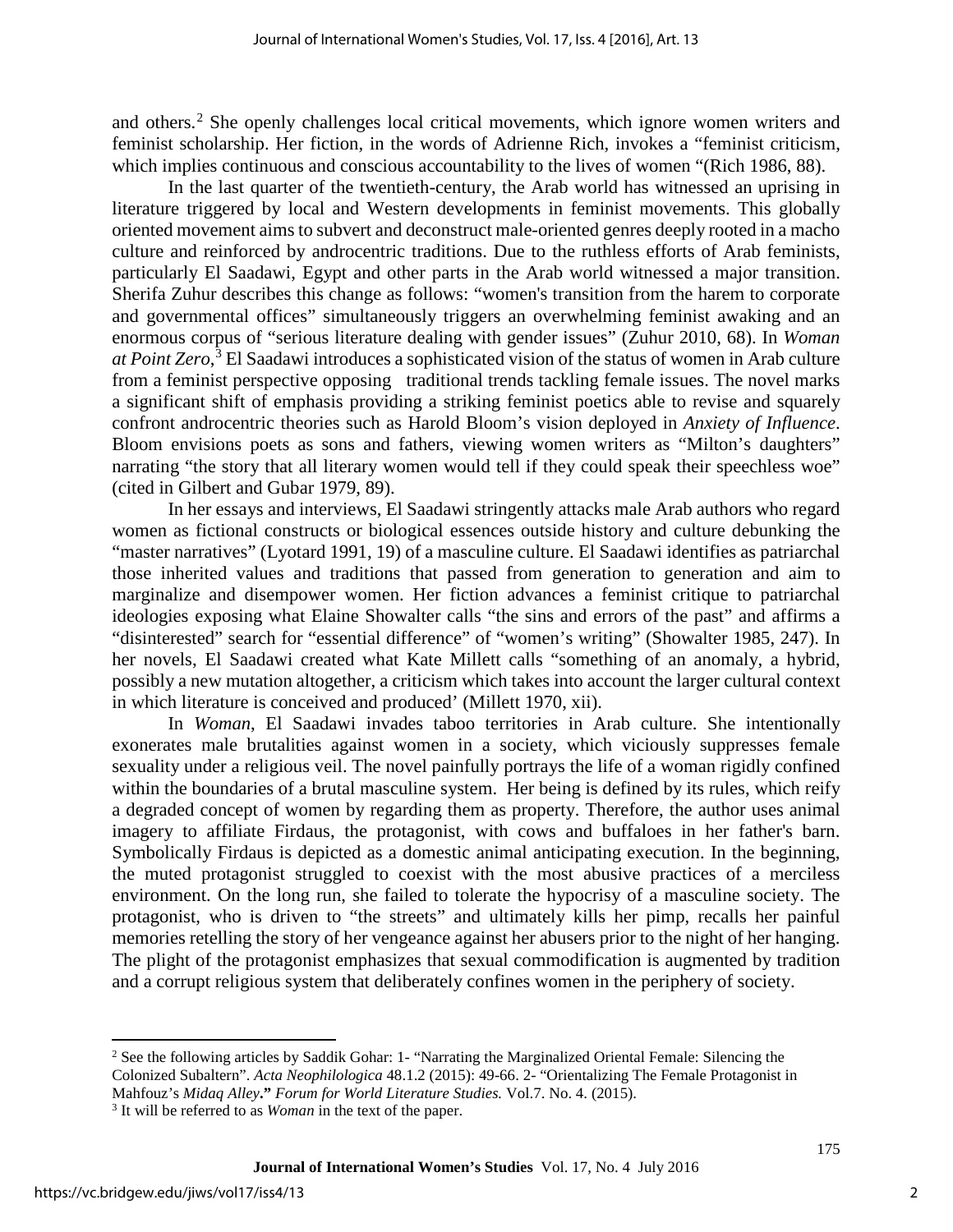and others.[2] She openly challenges local critical movements, which ignore women writers and feminist scholarship. Her fiction, in the words of Adrienne Rich, invokes a "feminist criticism, which implies continuous and conscious accountability to the lives of women "(Rich 1986, 88).

In the last quarter of the twentieth-century, the Arab world has witnessed an uprising in literature triggered by local and Western developments in feminist movements. This globally oriented movement aims to subvert and deconstruct male-oriented genres deeply rooted in a macho culture and reinforced by androcentric traditions. Due to the ruthless efforts of Arab feminists, particularly El Saadawi, Egypt and other parts in the Arab world witnessed a major transition. Sherifa Zuhur describes this change as follows: "women's transition from the harem to corporate and governmental offices" simultaneously triggers an overwhelming feminist awaking and an enormous corpus of "serious literature dealing with gender issues" (Zuhur 2010, 68). In *Woman at Point Zero*,[3] El Saadawi introduces a sophisticated vision of the status of women in Arab culture from a feminist perspective opposing traditional trends tackling female issues. The novel marks a significant shift of emphasis providing a striking feminist poetics able to revise and squarely confront androcentric theories such as Harold Bloom's vision deployed in *Anxiety of Influence*. Bloom envisions poets as sons and fathers, viewing women writers as "Milton's daughters" narrating "the story that all literary women would tell if they could speak their speechless woe" (cited in Gilbert and Gubar 1979, 89).

In her essays and interviews, El Saadawi stringently attacks male Arab authors who regard women as fictional constructs or biological essences outside history and culture debunking the "master narratives" (Lyotard 1991, 19) of a masculine culture. El Saadawi identifies as patriarchal those inherited values and traditions that passed from generation to generation and aim to marginalize and disempower women. Her fiction advances a feminist critique to patriarchal ideologies exposing what Elaine Showalter calls "the sins and errors of the past" and affirms a "disinterested" search for "essential difference" of "women's writing" (Showalter 1985, 247). In her novels, El Saadawi created what Kate Millett calls "something of an anomaly, a hybrid, possibly a new mutation altogether, a criticism which takes into account the larger cultural context in which literature is conceived and produced' (Millett 1970, xii).

In *Woman*, El Saadawi invades taboo territories in Arab culture. She intentionally exonerates male brutalities against women in a society, which viciously suppresses female sexuality under a religious veil. The novel painfully portrays the life of a woman rigidly confined within the boundaries of a brutal masculine system. Her being is defined by its rules, which reify a degraded concept of women by regarding them as property. Therefore, the author uses animal imagery to affiliate Firdaus, the protagonist, with cows and buffaloes in her father's barn. Symbolically Firdaus is depicted as a domestic animal anticipating execution. In the beginning, the muted protagonist struggled to coexist with the most abusive practices of a merciless environment. On the long run, she failed to tolerate the hypocrisy of a masculine society. The protagonist, who is driven to "the streets" and ultimately kills her pimp, recalls her painful memories retelling the story of her vengeance against her abusers prior to the night of her hanging. The plight of the protagonist emphasizes that sexual commodification is augmented by tradition and a corrupt religious system that deliberately confines women in the periphery of society.

---

[2] See the following articles by Saddik Gohar: 1- "Narrating the Marginalized Oriental Female: Silencing the Colonized Subaltern". *Acta Neophilologica* 48.1.2 (2015): 49-66. 2- "Orientalizing The Female Protagonist in Mahfouz's *Midaq Alley*." *Forum for World Literature Studies.* Vol.7. No. 4. (2015).

[3] It will be referred to as *Woman* in the text of the paper.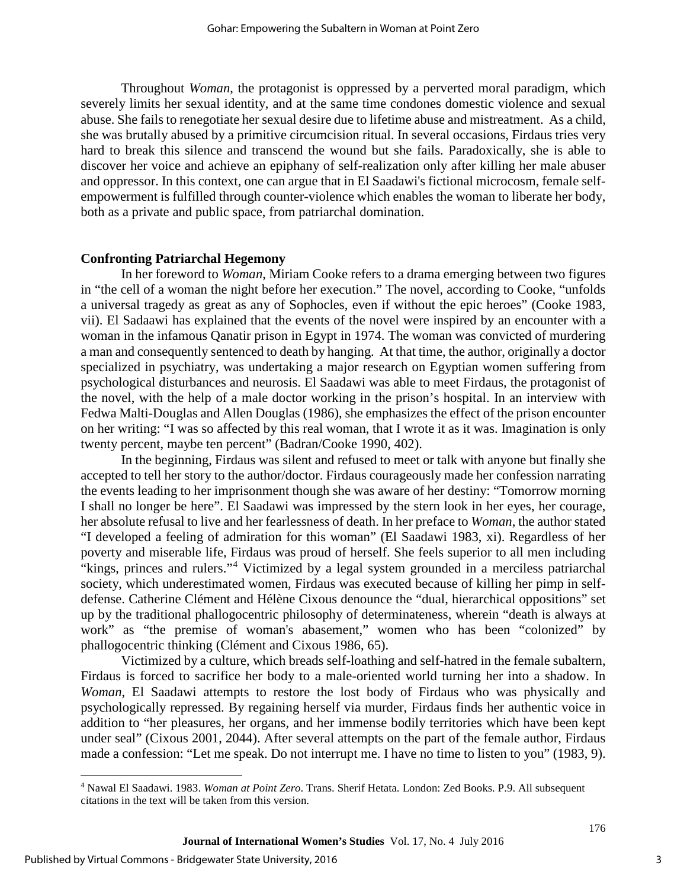Throughout *Woman*, the protagonist is oppressed by a perverted moral paradigm, which severely limits her sexual identity, and at the same time condones domestic violence and sexual abuse. She fails to renegotiate her sexual desire due to lifetime abuse and mistreatment. As a child, she was brutally abused by a primitive circumcision ritual. In several occasions, Firdaus tries very hard to break this silence and transcend the wound but she fails. Paradoxically, she is able to discover her voice and achieve an epiphany of self-realization only after killing her male abuser and oppressor. In this context, one can argue that in El Saadawi's fictional microcosm, female self-empowerment is fulfilled through counter-violence which enables the woman to liberate her body, both as a private and public space, from patriarchal domination.

**Confronting Patriarchal Hegemony**

In her foreword to *Woman*, Miriam Cooke refers to a drama emerging between two figures in "the cell of a woman the night before her execution." The novel, according to Cooke, "unfolds a universal tragedy as great as any of Sophocles, even if without the epic heroes" (Cooke 1983, vii). El Sadaawi has explained that the events of the novel were inspired by an encounter with a woman in the infamous Qanatir prison in Egypt in 1974. The woman was convicted of murdering a man and consequently sentenced to death by hanging. At that time, the author, originally a doctor specialized in psychiatry, was undertaking a major research on Egyptian women suffering from psychological disturbances and neurosis. El Saadawi was able to meet Firdaus, the protagonist of the novel, with the help of a male doctor working in the prison's hospital. In an interview with Fedwa Malti-Douglas and Allen Douglas (1986), she emphasizes the effect of the prison encounter on her writing: "I was so affected by this real woman, that I wrote it as it was. Imagination is only twenty percent, maybe ten percent" (Badran/Cooke 1990, 402).

In the beginning, Firdaus was silent and refused to meet or talk with anyone but finally she accepted to tell her story to the author/doctor. Firdaus courageously made her confession narrating the events leading to her imprisonment though she was aware of her destiny: "Tomorrow morning I shall no longer be here". El Saadawi was impressed by the stern look in her eyes, her courage, her absolute refusal to live and her fearlessness of death. In her preface to *Woman*, the author stated "I developed a feeling of admiration for this woman" (El Saadawi 1983, xi). Regardless of her poverty and miserable life, Firdaus was proud of herself. She feels superior to all men including "kings, princes and rulers."[4] Victimized by a legal system grounded in a merciless patriarchal society, which underestimated women, Firdaus was executed because of killing her pimp in self-defense. Catherine Clément and Hélène Cixous denounce the "dual, hierarchical oppositions" set up by the traditional phallogocentric philosophy of determinateness, wherein "death is always at work" as "the premise of woman's abasement," women who has been "colonized" by phallogocentric thinking (Clément and Cixous 1986, 65).

Victimized by a culture, which breads self-loathing and self-hatred in the female subaltern, Firdaus is forced to sacrifice her body to a male-oriented world turning her into a shadow. In *Woman*, El Saadawi attempts to restore the lost body of Firdaus who was physically and psychologically repressed. By regaining herself via murder, Firdaus finds her authentic voice in addition to "her pleasures, her organs, and her immense bodily territories which have been kept under seal" (Cixous 2001, 2044). After several attempts on the part of the female author, Firdaus made a confession: "Let me speak. Do not interrupt me. I have no time to listen to you" (1983, 9).

[4] Nawal El Saadawi. 1983. *Woman at Point Zero*. Trans. Sherif Hetata. London: Zed Books. P.9. All subsequent citations in the text will be taken from this version.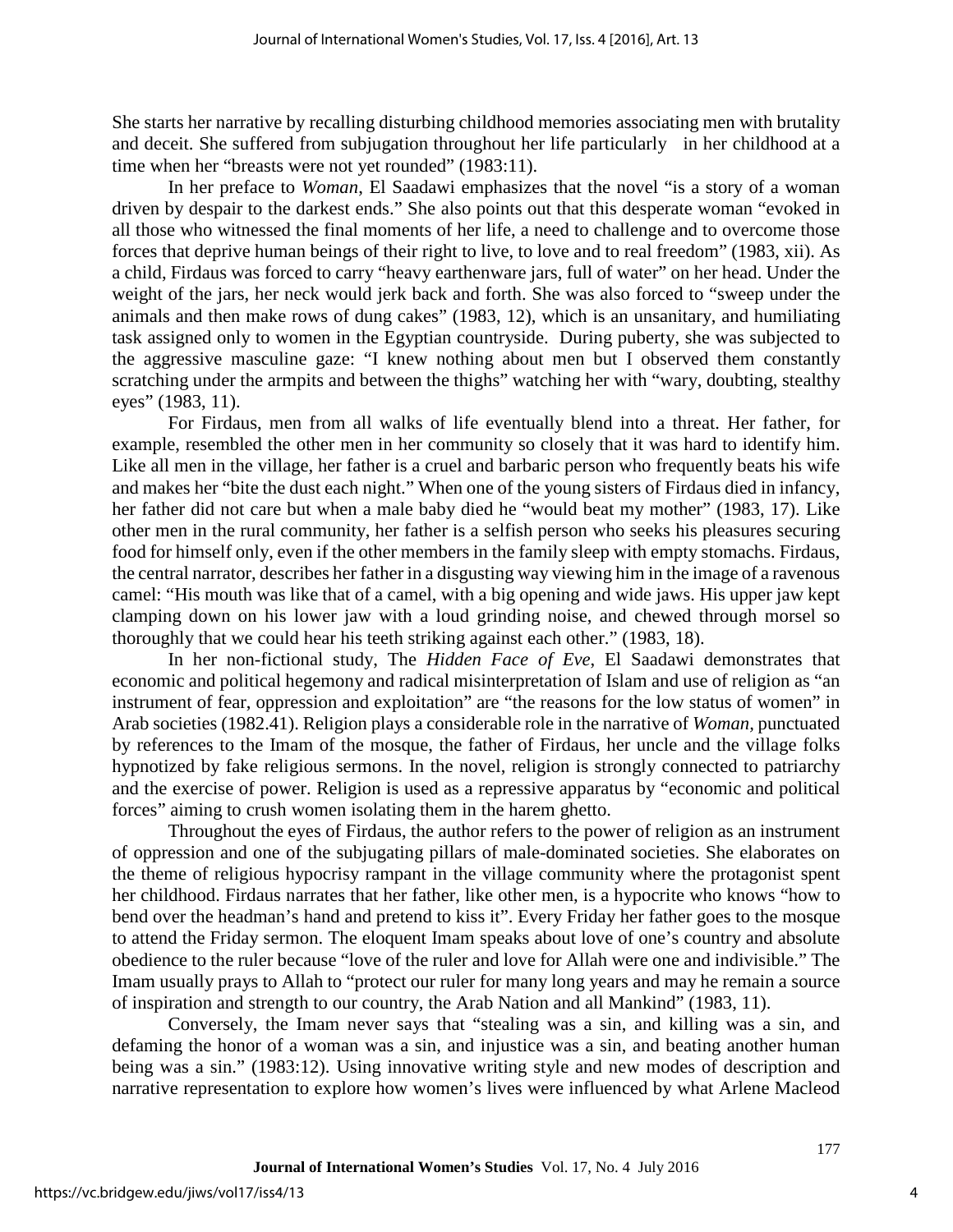She starts her narrative by recalling disturbing childhood memories associating men with brutality and deceit. She suffered from subjugation throughout her life particularly in her childhood at a time when her "breasts were not yet rounded" (1983:11).

In her preface to *Woman*, El Saadawi emphasizes that the novel "is a story of a woman driven by despair to the darkest ends." She also points out that this desperate woman "evoked in all those who witnessed the final moments of her life, a need to challenge and to overcome those forces that deprive human beings of their right to live, to love and to real freedom" (1983, xii). As a child, Firdaus was forced to carry "heavy earthenware jars, full of water" on her head. Under the weight of the jars, her neck would jerk back and forth. She was also forced to "sweep under the animals and then make rows of dung cakes" (1983, 12), which is an unsanitary, and humiliating task assigned only to women in the Egyptian countryside. During puberty, she was subjected to the aggressive masculine gaze: "I knew nothing about men but I observed them constantly scratching under the armpits and between the thighs" watching her with "wary, doubting, stealthy eyes" (1983, 11).

For Firdaus, men from all walks of life eventually blend into a threat. Her father, for example, resembled the other men in her community so closely that it was hard to identify him. Like all men in the village, her father is a cruel and barbaric person who frequently beats his wife and makes her "bite the dust each night." When one of the young sisters of Firdaus died in infancy, her father did not care but when a male baby died he "would beat my mother" (1983, 17). Like other men in the rural community, her father is a selfish person who seeks his pleasures securing food for himself only, even if the other members in the family sleep with empty stomachs. Firdaus, the central narrator, describes her father in a disgusting way viewing him in the image of a ravenous camel: "His mouth was like that of a camel, with a big opening and wide jaws. His upper jaw kept clamping down on his lower jaw with a loud grinding noise, and chewed through morsel so thoroughly that we could hear his teeth striking against each other." (1983, 18).

In her non-fictional study, The *Hidden Face of Eve*, El Saadawi demonstrates that economic and political hegemony and radical misinterpretation of Islam and use of religion as "an instrument of fear, oppression and exploitation" are "the reasons for the low status of women" in Arab societies (1982.41). Religion plays a considerable role in the narrative of *Woman,* punctuated by references to the Imam of the mosque, the father of Firdaus, her uncle and the village folks hypnotized by fake religious sermons. In the novel, religion is strongly connected to patriarchy and the exercise of power. Religion is used as a repressive apparatus by "economic and political forces" aiming to crush women isolating them in the harem ghetto.

Throughout the eyes of Firdaus, the author refers to the power of religion as an instrument of oppression and one of the subjugating pillars of male-dominated societies. She elaborates on the theme of religious hypocrisy rampant in the village community where the protagonist spent her childhood. Firdaus narrates that her father, like other men, is a hypocrite who knows "how to bend over the headman's hand and pretend to kiss it". Every Friday her father goes to the mosque to attend the Friday sermon. The eloquent Imam speaks about love of one's country and absolute obedience to the ruler because "love of the ruler and love for Allah were one and indivisible." The Imam usually prays to Allah to "protect our ruler for many long years and may he remain a source of inspiration and strength to our country, the Arab Nation and all Mankind" (1983, 11).

Conversely, the Imam never says that "stealing was a sin, and killing was a sin, and defaming the honor of a woman was a sin, and injustice was a sin, and beating another human being was a sin." (1983:12). Using innovative writing style and new modes of description and narrative representation to explore how women's lives were influenced by what Arlene Macleod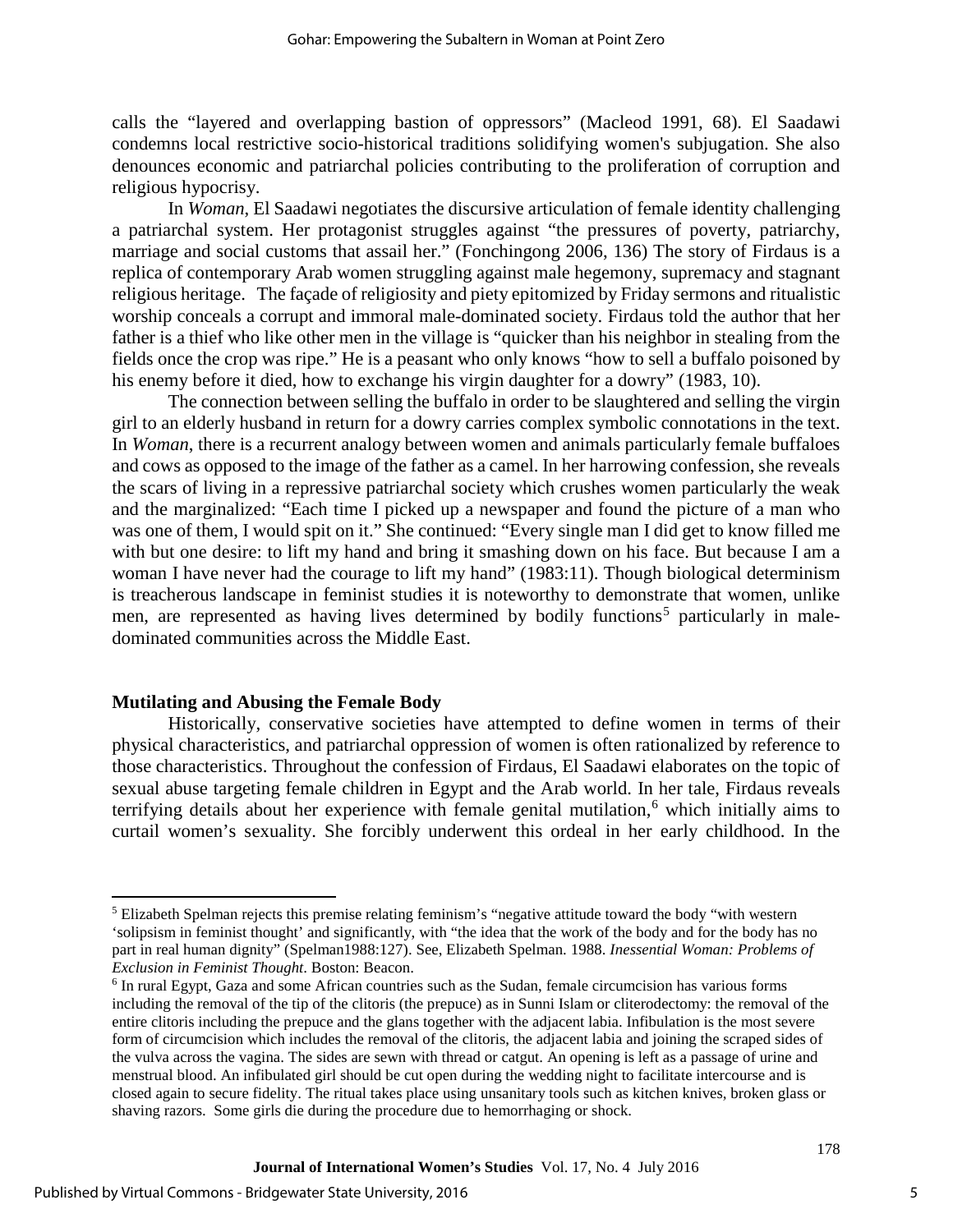calls the "layered and overlapping bastion of oppressors" (Macleod 1991, 68). El Saadawi condemns local restrictive socio-historical traditions solidifying women's subjugation. She also denounces economic and patriarchal policies contributing to the proliferation of corruption and religious hypocrisy.

In *Woman*, El Saadawi negotiates the discursive articulation of female identity challenging a patriarchal system. Her protagonist struggles against "the pressures of poverty, patriarchy, marriage and social customs that assail her." (Fonchingong 2006, 136) The story of Firdaus is a replica of contemporary Arab women struggling against male hegemony, supremacy and stagnant religious heritage. The façade of religiosity and piety epitomized by Friday sermons and ritualistic worship conceals a corrupt and immoral male-dominated society. Firdaus told the author that her father is a thief who like other men in the village is "quicker than his neighbor in stealing from the fields once the crop was ripe." He is a peasant who only knows "how to sell a buffalo poisoned by his enemy before it died, how to exchange his virgin daughter for a dowry" (1983, 10).

The connection between selling the buffalo in order to be slaughtered and selling the virgin girl to an elderly husband in return for a dowry carries complex symbolic connotations in the text. In *Woman*, there is a recurrent analogy between women and animals particularly female buffaloes and cows as opposed to the image of the father as a camel. In her harrowing confession, she reveals the scars of living in a repressive patriarchal society which crushes women particularly the weak and the marginalized: "Each time I picked up a newspaper and found the picture of a man who was one of them, I would spit on it." She continued: "Every single man I did get to know filled me with but one desire: to lift my hand and bring it smashing down on his face. But because I am a woman I have never had the courage to lift my hand" (1983:11). Though biological determinism is treacherous landscape in feminist studies it is noteworthy to demonstrate that women, unlike men, are represented as having lives determined by bodily functions[5] particularly in male-dominated communities across the Middle East.

### Mutilating and Abusing the Female Body

Historically, conservative societies have attempted to define women in terms of their physical characteristics, and patriarchal oppression of women is often rationalized by reference to those characteristics. Throughout the confession of Firdaus, El Saadawi elaborates on the topic of sexual abuse targeting female children in Egypt and the Arab world. In her tale, Firdaus reveals terrifying details about her experience with female genital mutilation,[6] which initially aims to curtail women's sexuality. She forcibly underwent this ordeal in her early childhood. In the

---

[5] Elizabeth Spelman rejects this premise relating feminism's "negative attitude toward the body "with western 'solipsism in feminist thought' and significantly, with "the idea that the work of the body and for the body has no part in real human dignity" (Spelman1988:127). See, Elizabeth Spelman. 1988. *Inessential Woman: Problems of Exclusion in Feminist Thought*. Boston: Beacon.

[6] In rural Egypt, Gaza and some African countries such as the Sudan, female circumcision has various forms including the removal of the tip of the clitoris (the prepuce) as in Sunni Islam or cliterodectomy: the removal of the entire clitoris including the prepuce and the glans together with the adjacent labia. Infibulation is the most severe form of circumcision which includes the removal of the clitoris, the adjacent labia and joining the scraped sides of the vulva across the vagina. The sides are sewn with thread or catgut. An opening is left as a passage of urine and menstrual blood. An infibulated girl should be cut open during the wedding night to facilitate intercourse and is closed again to secure fidelity. The ritual takes place using unsanitary tools such as kitchen knives, broken glass or shaving razors. Some girls die during the procedure due to hemorrhaging or shock.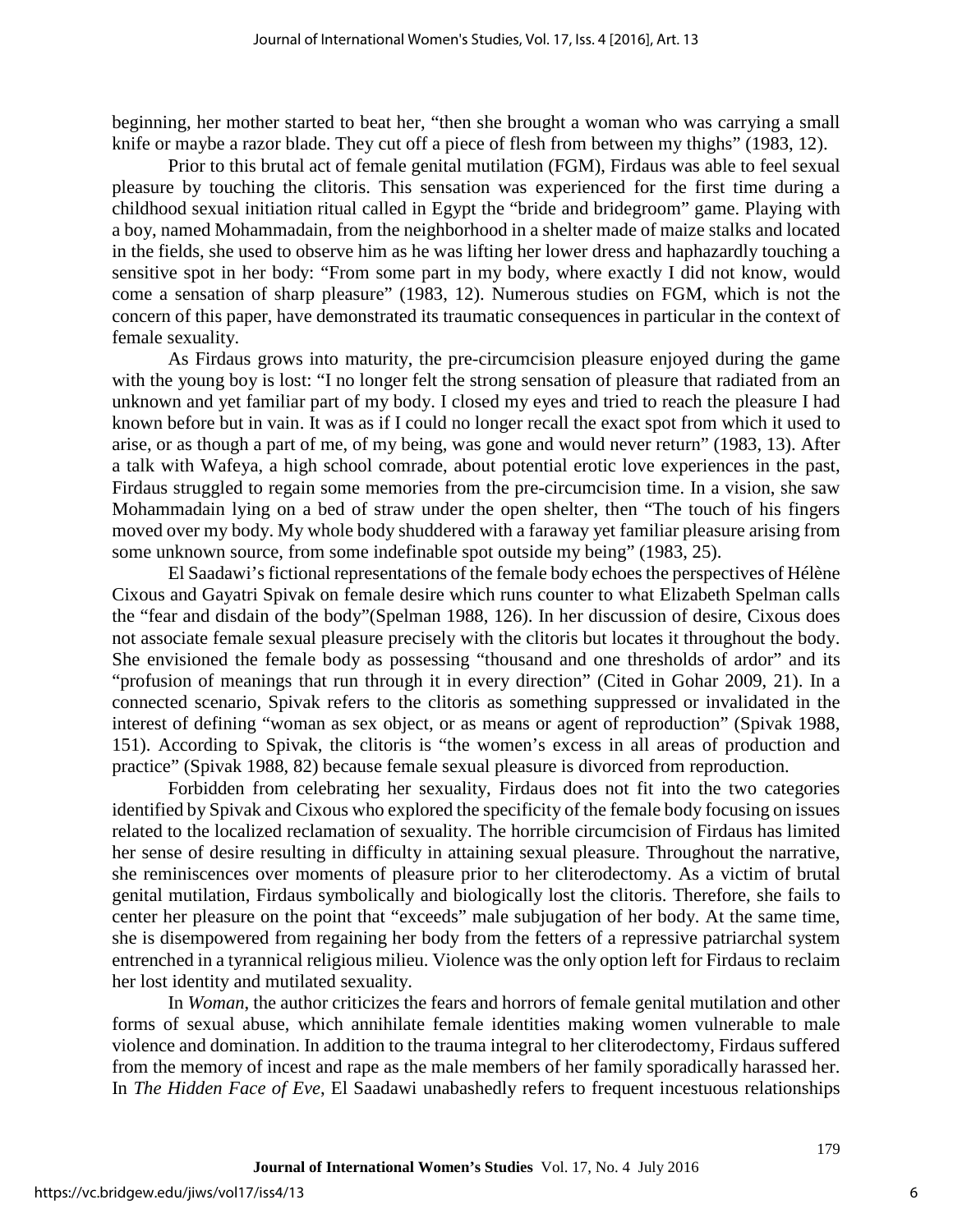beginning, her mother started to beat her, "then she brought a woman who was carrying a small knife or maybe a razor blade. They cut off a piece of flesh from between my thighs" (1983, 12).

Prior to this brutal act of female genital mutilation (FGM), Firdaus was able to feel sexual pleasure by touching the clitoris. This sensation was experienced for the first time during a childhood sexual initiation ritual called in Egypt the "bride and bridegroom" game. Playing with a boy, named Mohammadain, from the neighborhood in a shelter made of maize stalks and located in the fields, she used to observe him as he was lifting her lower dress and haphazardly touching a sensitive spot in her body: "From some part in my body, where exactly I did not know, would come a sensation of sharp pleasure" (1983, 12). Numerous studies on FGM, which is not the concern of this paper, have demonstrated its traumatic consequences in particular in the context of female sexuality.

As Firdaus grows into maturity, the pre-circumcision pleasure enjoyed during the game with the young boy is lost: "I no longer felt the strong sensation of pleasure that radiated from an unknown and yet familiar part of my body. I closed my eyes and tried to reach the pleasure I had known before but in vain. It was as if I could no longer recall the exact spot from which it used to arise, or as though a part of me, of my being, was gone and would never return" (1983, 13). After a talk with Wafeya, a high school comrade, about potential erotic love experiences in the past, Firdaus struggled to regain some memories from the pre-circumcision time. In a vision, she saw Mohammadain lying on a bed of straw under the open shelter, then "The touch of his fingers moved over my body. My whole body shuddered with a faraway yet familiar pleasure arising from some unknown source, from some indefinable spot outside my being" (1983, 25).

El Saadawi's fictional representations of the female body echoes the perspectives of Hélène Cixous and Gayatri Spivak on female desire which runs counter to what Elizabeth Spelman calls the "fear and disdain of the body"(Spelman 1988, 126). In her discussion of desire, Cixous does not associate female sexual pleasure precisely with the clitoris but locates it throughout the body. She envisioned the female body as possessing "thousand and one thresholds of ardor" and its "profusion of meanings that run through it in every direction" (Cited in Gohar 2009, 21). In a connected scenario, Spivak refers to the clitoris as something suppressed or invalidated in the interest of defining "woman as sex object, or as means or agent of reproduction" (Spivak 1988, 151). According to Spivak, the clitoris is "the women's excess in all areas of production and practice" (Spivak 1988, 82) because female sexual pleasure is divorced from reproduction.

Forbidden from celebrating her sexuality, Firdaus does not fit into the two categories identified by Spivak and Cixous who explored the specificity of the female body focusing on issues related to the localized reclamation of sexuality. The horrible circumcision of Firdaus has limited her sense of desire resulting in difficulty in attaining sexual pleasure. Throughout the narrative, she reminiscences over moments of pleasure prior to her cliterodectomy. As a victim of brutal genital mutilation, Firdaus symbolically and biologically lost the clitoris. Therefore, she fails to center her pleasure on the point that "exceeds" male subjugation of her body. At the same time, she is disempowered from regaining her body from the fetters of a repressive patriarchal system entrenched in a tyrannical religious milieu. Violence was the only option left for Firdaus to reclaim her lost identity and mutilated sexuality.

In *Woman*, the author criticizes the fears and horrors of female genital mutilation and other forms of sexual abuse, which annihilate female identities making women vulnerable to male violence and domination. In addition to the trauma integral to her cliterodectomy, Firdaus suffered from the memory of incest and rape as the male members of her family sporadically harassed her. In *The Hidden Face of Eve*, El Saadawi unabashedly refers to frequent incestuous relationships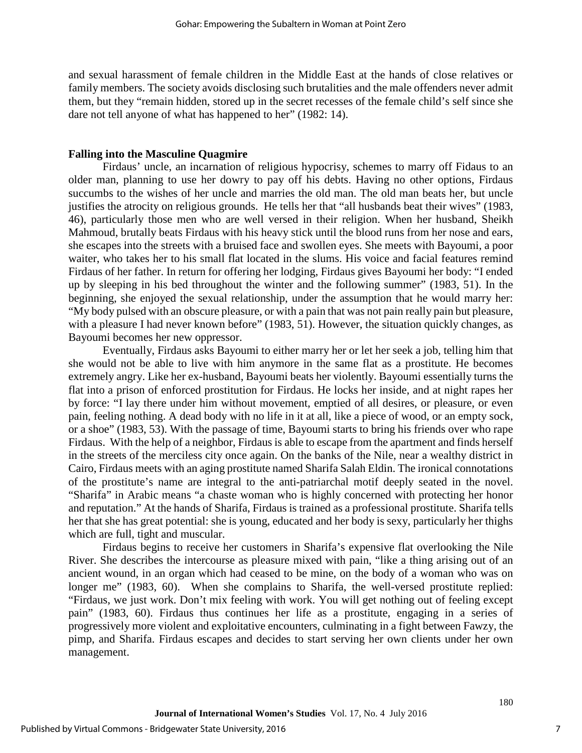and sexual harassment of female children in the Middle East at the hands of close relatives or family members. The society avoids disclosing such brutalities and the male offenders never admit them, but they "remain hidden, stored up in the secret recesses of the female child's self since she dare not tell anyone of what has happened to her" (1982: 14).

**Falling into the Masculine Quagmire**

Firdaus' uncle, an incarnation of religious hypocrisy, schemes to marry off Fidaus to an older man, planning to use her dowry to pay off his debts. Having no other options, Firdaus succumbs to the wishes of her uncle and marries the old man. The old man beats her, but uncle justifies the atrocity on religious grounds. He tells her that "all husbands beat their wives" (1983, 46), particularly those men who are well versed in their religion. When her husband, Sheikh Mahmoud, brutally beats Firdaus with his heavy stick until the blood runs from her nose and ears, she escapes into the streets with a bruised face and swollen eyes. She meets with Bayoumi, a poor waiter, who takes her to his small flat located in the slums. His voice and facial features remind Firdaus of her father. In return for offering her lodging, Firdaus gives Bayoumi her body: "I ended up by sleeping in his bed throughout the winter and the following summer" (1983, 51). In the beginning, she enjoyed the sexual relationship, under the assumption that he would marry her: "My body pulsed with an obscure pleasure, or with a pain that was not pain really pain but pleasure, with a pleasure I had never known before" (1983, 51). However, the situation quickly changes, as Bayoumi becomes her new oppressor.

Eventually, Firdaus asks Bayoumi to either marry her or let her seek a job, telling him that she would not be able to live with him anymore in the same flat as a prostitute. He becomes extremely angry. Like her ex-husband, Bayoumi beats her violently. Bayoumi essentially turns the flat into a prison of enforced prostitution for Firdaus. He locks her inside, and at night rapes her by force: "I lay there under him without movement, emptied of all desires, or pleasure, or even pain, feeling nothing. A dead body with no life in it at all, like a piece of wood, or an empty sock, or a shoe" (1983, 53). With the passage of time, Bayoumi starts to bring his friends over who rape Firdaus. With the help of a neighbor, Firdaus is able to escape from the apartment and finds herself in the streets of the merciless city once again. On the banks of the Nile, near a wealthy district in Cairo, Firdaus meets with an aging prostitute named Sharifa Salah Eldin. The ironical connotations of the prostitute's name are integral to the anti-patriarchal motif deeply seated in the novel. "Sharifa" in Arabic means "a chaste woman who is highly concerned with protecting her honor and reputation." At the hands of Sharifa, Firdaus is trained as a professional prostitute. Sharifa tells her that she has great potential: she is young, educated and her body is sexy, particularly her thighs which are full, tight and muscular.

Firdaus begins to receive her customers in Sharifa's expensive flat overlooking the Nile River. She describes the intercourse as pleasure mixed with pain, "like a thing arising out of an ancient wound, in an organ which had ceased to be mine, on the body of a woman who was on longer me" (1983, 60). When she complains to Sharifa, the well-versed prostitute replied: "Firdaus, we just work. Don't mix feeling with work. You will get nothing out of feeling except pain" (1983, 60). Firdaus thus continues her life as a prostitute, engaging in a series of progressively more violent and exploitative encounters, culminating in a fight between Fawzy, the pimp, and Sharifa. Firdaus escapes and decides to start serving her own clients under her own management.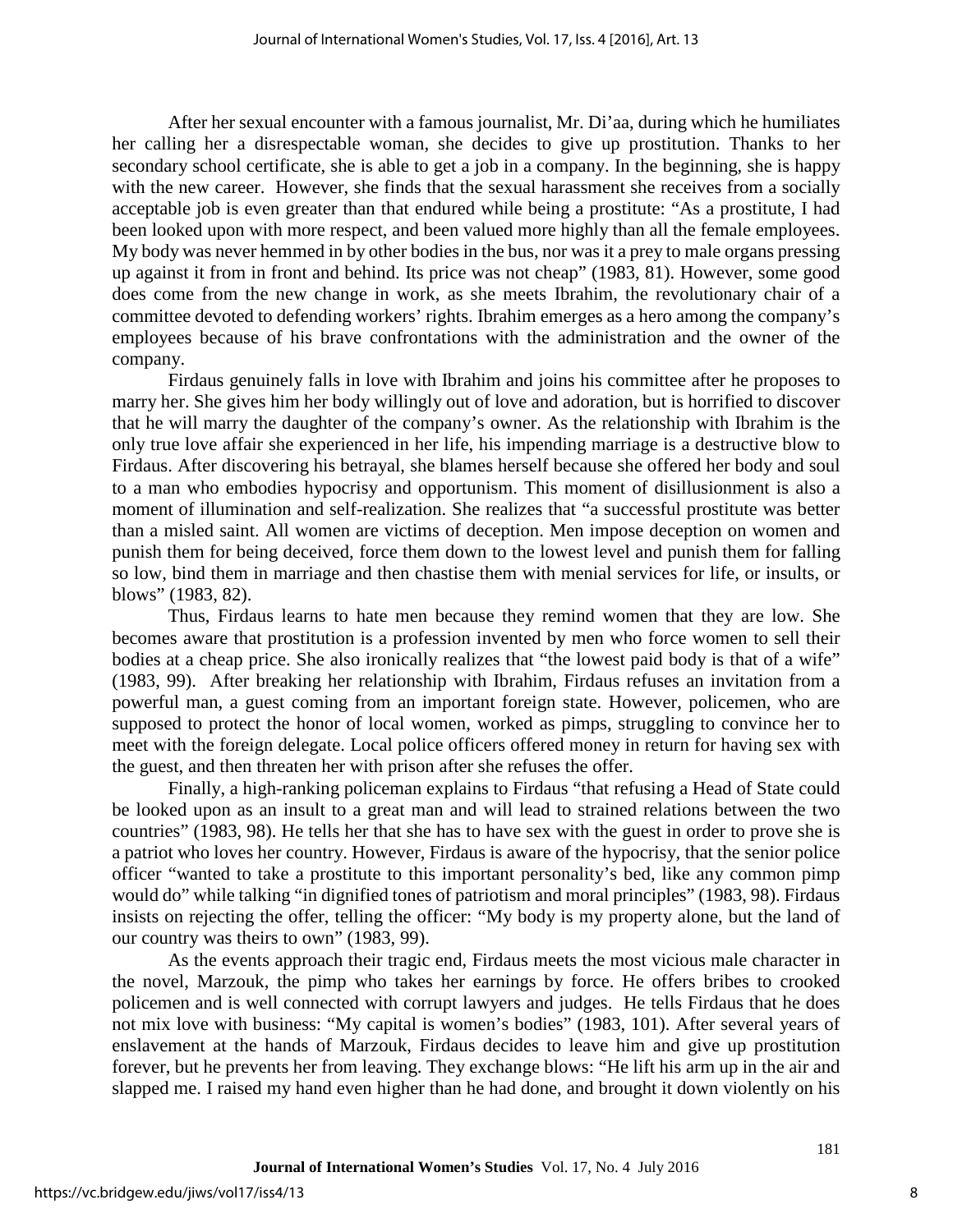After her sexual encounter with a famous journalist, Mr. Di'aa, during which he humiliates her calling her a disrespectable woman, she decides to give up prostitution. Thanks to her secondary school certificate, she is able to get a job in a company. In the beginning, she is happy with the new career. However, she finds that the sexual harassment she receives from a socially acceptable job is even greater than that endured while being a prostitute: "As a prostitute, I had been looked upon with more respect, and been valued more highly than all the female employees. My body was never hemmed in by other bodies in the bus, nor was it a prey to male organs pressing up against it from in front and behind. Its price was not cheap" (1983, 81). However, some good does come from the new change in work, as she meets Ibrahim, the revolutionary chair of a committee devoted to defending workers' rights. Ibrahim emerges as a hero among the company's employees because of his brave confrontations with the administration and the owner of the company.

Firdaus genuinely falls in love with Ibrahim and joins his committee after he proposes to marry her. She gives him her body willingly out of love and adoration, but is horrified to discover that he will marry the daughter of the company's owner. As the relationship with Ibrahim is the only true love affair she experienced in her life, his impending marriage is a destructive blow to Firdaus. After discovering his betrayal, she blames herself because she offered her body and soul to a man who embodies hypocrisy and opportunism. This moment of disillusionment is also a moment of illumination and self-realization. She realizes that "a successful prostitute was better than a misled saint. All women are victims of deception. Men impose deception on women and punish them for being deceived, force them down to the lowest level and punish them for falling so low, bind them in marriage and then chastise them with menial services for life, or insults, or blows" (1983, 82).

Thus, Firdaus learns to hate men because they remind women that they are low. She becomes aware that prostitution is a profession invented by men who force women to sell their bodies at a cheap price. She also ironically realizes that "the lowest paid body is that of a wife" (1983, 99). After breaking her relationship with Ibrahim, Firdaus refuses an invitation from a powerful man, a guest coming from an important foreign state. However, policemen, who are supposed to protect the honor of local women, worked as pimps, struggling to convince her to meet with the foreign delegate. Local police officers offered money in return for having sex with the guest, and then threaten her with prison after she refuses the offer.

Finally, a high-ranking policeman explains to Firdaus "that refusing a Head of State could be looked upon as an insult to a great man and will lead to strained relations between the two countries" (1983, 98). He tells her that she has to have sex with the guest in order to prove she is a patriot who loves her country. However, Firdaus is aware of the hypocrisy, that the senior police officer "wanted to take a prostitute to this important personality's bed, like any common pimp would do" while talking "in dignified tones of patriotism and moral principles" (1983, 98). Firdaus insists on rejecting the offer, telling the officer: "My body is my property alone, but the land of our country was theirs to own" (1983, 99).

As the events approach their tragic end, Firdaus meets the most vicious male character in the novel, Marzouk, the pimp who takes her earnings by force. He offers bribes to crooked policemen and is well connected with corrupt lawyers and judges. He tells Firdaus that he does not mix love with business: "My capital is women's bodies" (1983, 101). After several years of enslavement at the hands of Marzouk, Firdaus decides to leave him and give up prostitution forever, but he prevents her from leaving. They exchange blows: "He lift his arm up in the air and slapped me. I raised my hand even higher than he had done, and brought it down violently on his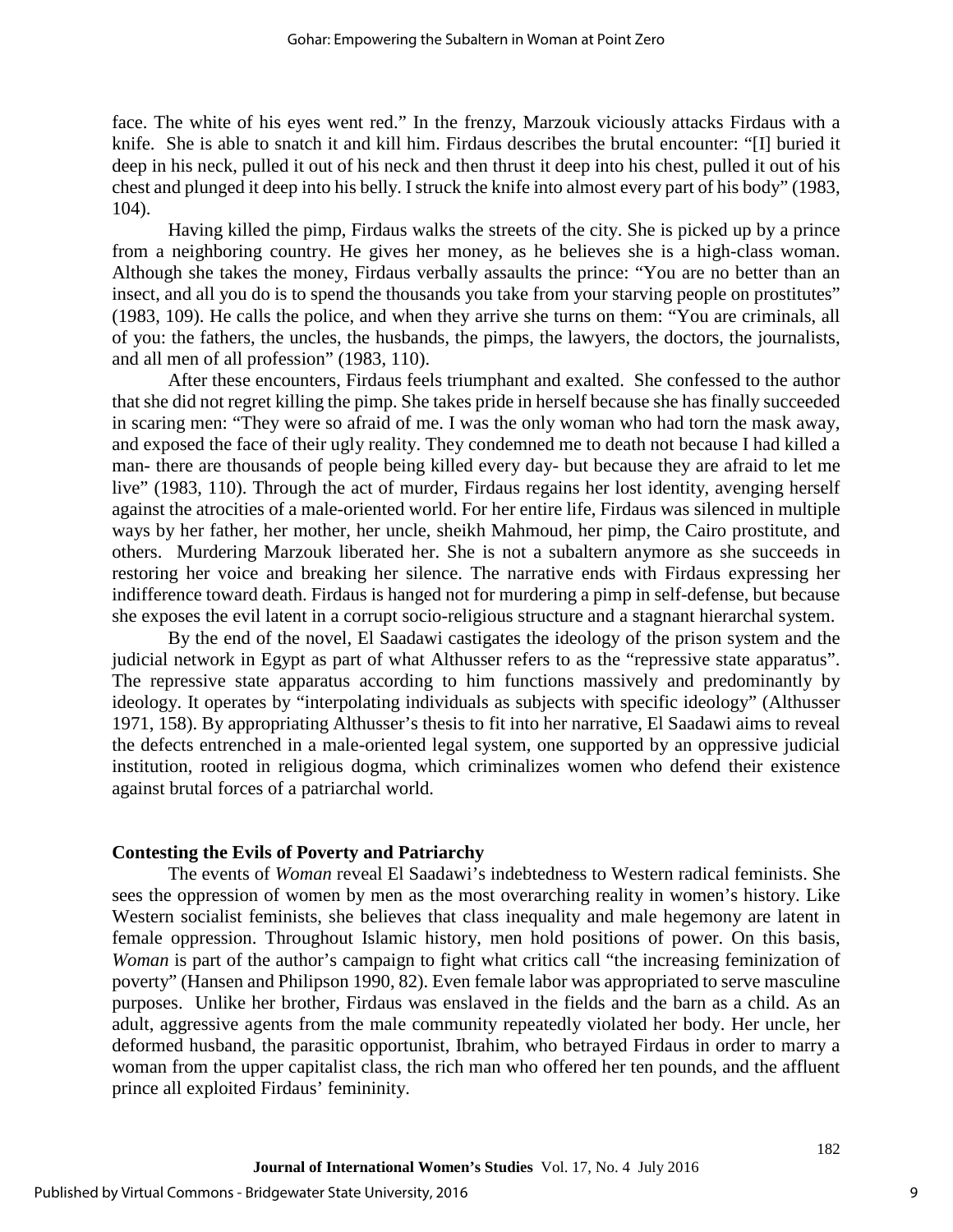face. The white of his eyes went red." In the frenzy, Marzouk viciously attacks Firdaus with a knife. She is able to snatch it and kill him. Firdaus describes the brutal encounter: "[I] buried it deep in his neck, pulled it out of his neck and then thrust it deep into his chest, pulled it out of his chest and plunged it deep into his belly. I struck the knife into almost every part of his body" (1983, 104).

Having killed the pimp, Firdaus walks the streets of the city. She is picked up by a prince from a neighboring country. He gives her money, as he believes she is a high-class woman. Although she takes the money, Firdaus verbally assaults the prince: "You are no better than an insect, and all you do is to spend the thousands you take from your starving people on prostitutes" (1983, 109). He calls the police, and when they arrive she turns on them: "You are criminals, all of you: the fathers, the uncles, the husbands, the pimps, the lawyers, the doctors, the journalists, and all men of all profession" (1983, 110).

After these encounters, Firdaus feels triumphant and exalted. She confessed to the author that she did not regret killing the pimp. She takes pride in herself because she has finally succeeded in scaring men: "They were so afraid of me. I was the only woman who had torn the mask away, and exposed the face of their ugly reality. They condemned me to death not because I had killed a man- there are thousands of people being killed every day- but because they are afraid to let me live" (1983, 110). Through the act of murder, Firdaus regains her lost identity, avenging herself against the atrocities of a male-oriented world. For her entire life, Firdaus was silenced in multiple ways by her father, her mother, her uncle, sheikh Mahmoud, her pimp, the Cairo prostitute, and others. Murdering Marzouk liberated her. She is not a subaltern anymore as she succeeds in restoring her voice and breaking her silence. The narrative ends with Firdaus expressing her indifference toward death. Firdaus is hanged not for murdering a pimp in self-defense, but because she exposes the evil latent in a corrupt socio-religious structure and a stagnant hierarchal system.

By the end of the novel, El Saadawi castigates the ideology of the prison system and the judicial network in Egypt as part of what Althusser refers to as the "repressive state apparatus". The repressive state apparatus according to him functions massively and predominantly by ideology. It operates by "interpolating individuals as subjects with specific ideology" (Althusser 1971, 158). By appropriating Althusser's thesis to fit into her narrative, El Saadawi aims to reveal the defects entrenched in a male-oriented legal system, one supported by an oppressive judicial institution, rooted in religious dogma, which criminalizes women who defend their existence against brutal forces of a patriarchal world.

### Contesting the Evils of Poverty and Patriarchy

The events of *Woman* reveal El Saadawi's indebtedness to Western radical feminists. She sees the oppression of women by men as the most overarching reality in women's history. Like Western socialist feminists, she believes that class inequality and male hegemony are latent in female oppression. Throughout Islamic history, men hold positions of power. On this basis, *Woman* is part of the author's campaign to fight what critics call "the increasing feminization of poverty" (Hansen and Philipson 1990, 82). Even female labor was appropriated to serve masculine purposes. Unlike her brother, Firdaus was enslaved in the fields and the barn as a child. As an adult, aggressive agents from the male community repeatedly violated her body. Her uncle, her deformed husband, the parasitic opportunist, Ibrahim, who betrayed Firdaus in order to marry a woman from the upper capitalist class, the rich man who offered her ten pounds, and the affluent prince all exploited Firdaus' femininity.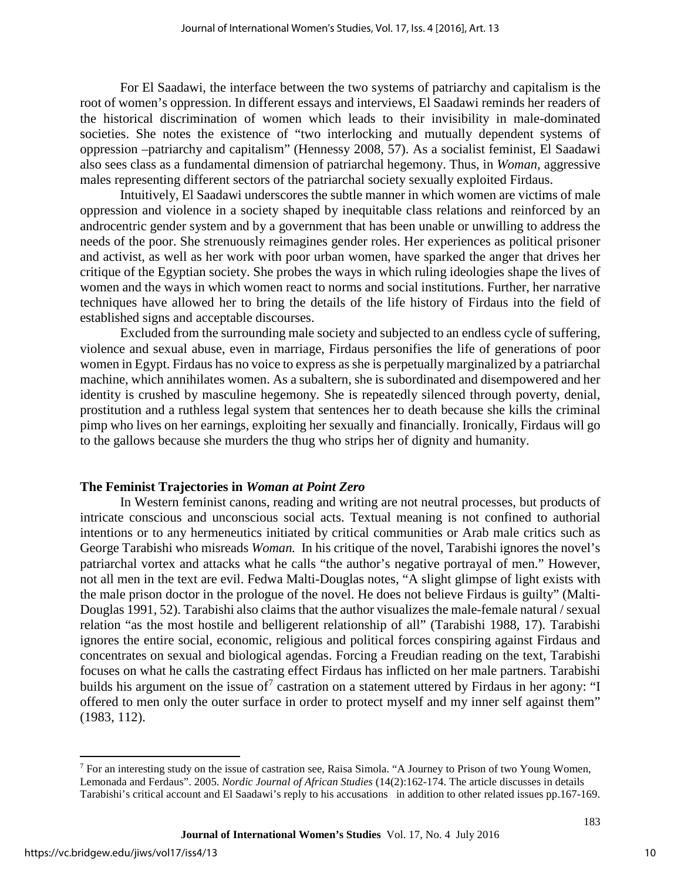For El Saadawi, the interface between the two systems of patriarchy and capitalism is the root of women's oppression. In different essays and interviews, El Saadawi reminds her readers of the historical discrimination of women which leads to their invisibility in male-dominated societies. She notes the existence of "two interlocking and mutually dependent systems of oppression –patriarchy and capitalism" (Hennessy 2008, 57). As a socialist feminist, El Saadawi also sees class as a fundamental dimension of patriarchal hegemony. Thus, in *Woman,* aggressive males representing different sectors of the patriarchal society sexually exploited Firdaus.

Intuitively, El Saadawi underscores the subtle manner in which women are victims of male oppression and violence in a society shaped by inequitable class relations and reinforced by an androcentric gender system and by a government that has been unable or unwilling to address the needs of the poor. She strenuously reimagines gender roles. Her experiences as political prisoner and activist, as well as her work with poor urban women, have sparked the anger that drives her critique of the Egyptian society. She probes the ways in which ruling ideologies shape the lives of women and the ways in which women react to norms and social institutions. Further, her narrative techniques have allowed her to bring the details of the life history of Firdaus into the field of established signs and acceptable discourses.

Excluded from the surrounding male society and subjected to an endless cycle of suffering, violence and sexual abuse, even in marriage, Firdaus personifies the life of generations of poor women in Egypt. Firdaus has no voice to express as she is perpetually marginalized by a patriarchal machine, which annihilates women. As a subaltern, she is subordinated and disempowered and her identity is crushed by masculine hegemony. She is repeatedly silenced through poverty, denial, prostitution and a ruthless legal system that sentences her to death because she kills the criminal pimp who lives on her earnings, exploiting her sexually and financially. Ironically, Firdaus will go to the gallows because she murders the thug who strips her of dignity and humanity.

## The Feminist Trajectories in *Woman at Point Zero*

In Western feminist canons, reading and writing are not neutral processes, but products of intricate conscious and unconscious social acts. Textual meaning is not confined to authorial intentions or to any hermeneutics initiated by critical communities or Arab male critics such as George Tarabishi who misreads *Woman.* In his critique of the novel, Tarabishi ignores the novel's patriarchal vortex and attacks what he calls "the author's negative portrayal of men." However, not all men in the text are evil. Fedwa Malti-Douglas notes, "A slight glimpse of light exists with the male prison doctor in the prologue of the novel. He does not believe Firdaus is guilty" (Malti-Douglas 1991, 52). Tarabishi also claims that the author visualizes the male-female natural / sexual relation "as the most hostile and belligerent relationship of all" (Tarabishi 1988, 17). Tarabishi ignores the entire social, economic, religious and political forces conspiring against Firdaus and concentrates on sexual and biological agendas. Forcing a Freudian reading on the text, Tarabishi focuses on what he calls the castrating effect Firdaus has inflicted on her male partners. Tarabishi builds his argument on the issue of[7] castration on a statement uttered by Firdaus in her agony: "I offered to men only the outer surface in order to protect myself and my inner self against them" (1983, 112).

[7] For an interesting study on the issue of castration see, Raisa Simola. "A Journey to Prison of two Young Women, Lemonada and Ferdaus". 2005. *Nordic Journal of African Studies* (14(2):162-174. The article discusses in details Tarabishi's critical account and El Saadawi's reply to his accusations in addition to other related issues pp.167-169.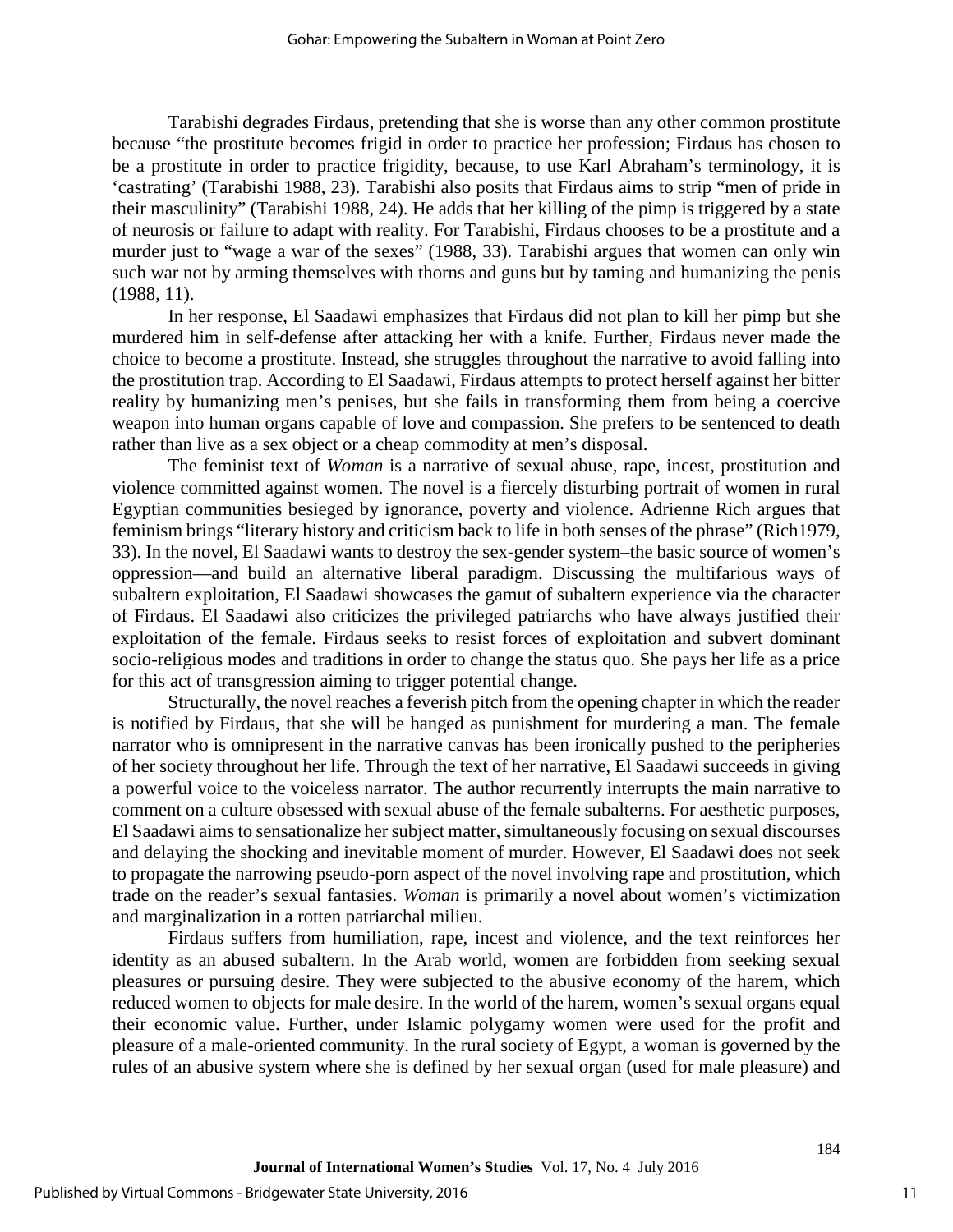Tarabishi degrades Firdaus, pretending that she is worse than any other common prostitute because "the prostitute becomes frigid in order to practice her profession; Firdaus has chosen to be a prostitute in order to practice frigidity, because, to use Karl Abraham's terminology, it is 'castrating' (Tarabishi 1988, 23). Tarabishi also posits that Firdaus aims to strip "men of pride in their masculinity" (Tarabishi 1988, 24). He adds that her killing of the pimp is triggered by a state of neurosis or failure to adapt with reality. For Tarabishi, Firdaus chooses to be a prostitute and a murder just to "wage a war of the sexes" (1988, 33). Tarabishi argues that women can only win such war not by arming themselves with thorns and guns but by taming and humanizing the penis (1988, 11).

In her response, El Saadawi emphasizes that Firdaus did not plan to kill her pimp but she murdered him in self-defense after attacking her with a knife. Further, Firdaus never made the choice to become a prostitute. Instead, she struggles throughout the narrative to avoid falling into the prostitution trap. According to El Saadawi, Firdaus attempts to protect herself against her bitter reality by humanizing men's penises, but she fails in transforming them from being a coercive weapon into human organs capable of love and compassion. She prefers to be sentenced to death rather than live as a sex object or a cheap commodity at men's disposal.

The feminist text of *Woman* is a narrative of sexual abuse, rape, incest, prostitution and violence committed against women. The novel is a fiercely disturbing portrait of women in rural Egyptian communities besieged by ignorance, poverty and violence. Adrienne Rich argues that feminism brings "literary history and criticism back to life in both senses of the phrase" (Rich1979, 33). In the novel, El Saadawi wants to destroy the sex-gender system–the basic source of women's oppression—and build an alternative liberal paradigm. Discussing the multifarious ways of subaltern exploitation, El Saadawi showcases the gamut of subaltern experience via the character of Firdaus. El Saadawi also criticizes the privileged patriarchs who have always justified their exploitation of the female. Firdaus seeks to resist forces of exploitation and subvert dominant socio-religious modes and traditions in order to change the status quo. She pays her life as a price for this act of transgression aiming to trigger potential change.

Structurally, the novel reaches a feverish pitch from the opening chapter in which the reader is notified by Firdaus, that she will be hanged as punishment for murdering a man. The female narrator who is omnipresent in the narrative canvas has been ironically pushed to the peripheries of her society throughout her life. Through the text of her narrative, El Saadawi succeeds in giving a powerful voice to the voiceless narrator. The author recurrently interrupts the main narrative to comment on a culture obsessed with sexual abuse of the female subalterns. For aesthetic purposes, El Saadawi aims to sensationalize her subject matter, simultaneously focusing on sexual discourses and delaying the shocking and inevitable moment of murder. However, El Saadawi does not seek to propagate the narrowing pseudo-porn aspect of the novel involving rape and prostitution, which trade on the reader's sexual fantasies. *Woman* is primarily a novel about women's victimization and marginalization in a rotten patriarchal milieu.

Firdaus suffers from humiliation, rape, incest and violence, and the text reinforces her identity as an abused subaltern. In the Arab world, women are forbidden from seeking sexual pleasures or pursuing desire. They were subjected to the abusive economy of the harem, which reduced women to objects for male desire. In the world of the harem, women's sexual organs equal their economic value. Further, under Islamic polygamy women were used for the profit and pleasure of a male-oriented community. In the rural society of Egypt, a woman is governed by the rules of an abusive system where she is defined by her sexual organ (used for male pleasure) and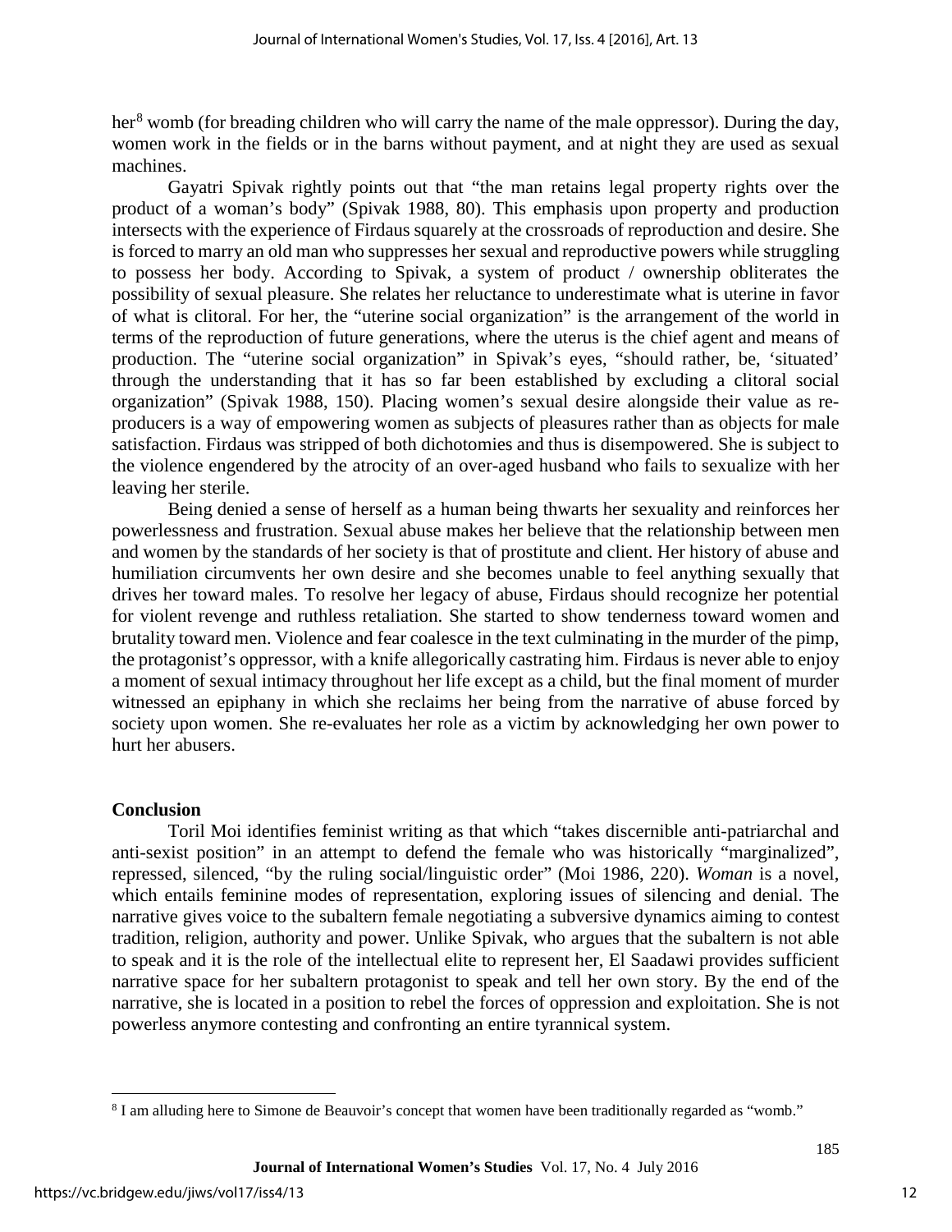her[8] womb (for breading children who will carry the name of the male oppressor). During the day, women work in the fields or in the barns without payment, and at night they are used as sexual machines.

Gayatri Spivak rightly points out that "the man retains legal property rights over the product of a woman's body" (Spivak 1988, 80). This emphasis upon property and production intersects with the experience of Firdaus squarely at the crossroads of reproduction and desire. She is forced to marry an old man who suppresses her sexual and reproductive powers while struggling to possess her body. According to Spivak, a system of product / ownership obliterates the possibility of sexual pleasure. She relates her reluctance to underestimate what is uterine in favor of what is clitoral. For her, the "uterine social organization" is the arrangement of the world in terms of the reproduction of future generations, where the uterus is the chief agent and means of production. The "uterine social organization" in Spivak's eyes, "should rather, be, 'situated' through the understanding that it has so far been established by excluding a clitoral social organization" (Spivak 1988, 150). Placing women's sexual desire alongside their value as re-producers is a way of empowering women as subjects of pleasures rather than as objects for male satisfaction. Firdaus was stripped of both dichotomies and thus is disempowered. She is subject to the violence engendered by the atrocity of an over-aged husband who fails to sexualize with her leaving her sterile.

Being denied a sense of herself as a human being thwarts her sexuality and reinforces her powerlessness and frustration. Sexual abuse makes her believe that the relationship between men and women by the standards of her society is that of prostitute and client. Her history of abuse and humiliation circumvents her own desire and she becomes unable to feel anything sexually that drives her toward males. To resolve her legacy of abuse, Firdaus should recognize her potential for violent revenge and ruthless retaliation. She started to show tenderness toward women and brutality toward men. Violence and fear coalesce in the text culminating in the murder of the pimp, the protagonist's oppressor, with a knife allegorically castrating him. Firdaus is never able to enjoy a moment of sexual intimacy throughout her life except as a child, but the final moment of murder witnessed an epiphany in which she reclaims her being from the narrative of abuse forced by society upon women. She re-evaluates her role as a victim by acknowledging her own power to hurt her abusers.

## Conclusion

Toril Moi identifies feminist writing as that which "takes discernible anti-patriarchal and anti-sexist position" in an attempt to defend the female who was historically "marginalized", repressed, silenced, "by the ruling social/linguistic order" (Moi 1986, 220). *Woman* is a novel, which entails feminine modes of representation, exploring issues of silencing and denial. The narrative gives voice to the subaltern female negotiating a subversive dynamics aiming to contest tradition, religion, authority and power. Unlike Spivak, who argues that the subaltern is not able to speak and it is the role of the intellectual elite to represent her, El Saadawi provides sufficient narrative space for her subaltern protagonist to speak and tell her own story. By the end of the narrative, she is located in a position to rebel the forces of oppression and exploitation. She is not powerless anymore contesting and confronting an entire tyrannical system.

---

[8] I am alluding here to Simone de Beauvoir's concept that women have been traditionally regarded as "womb."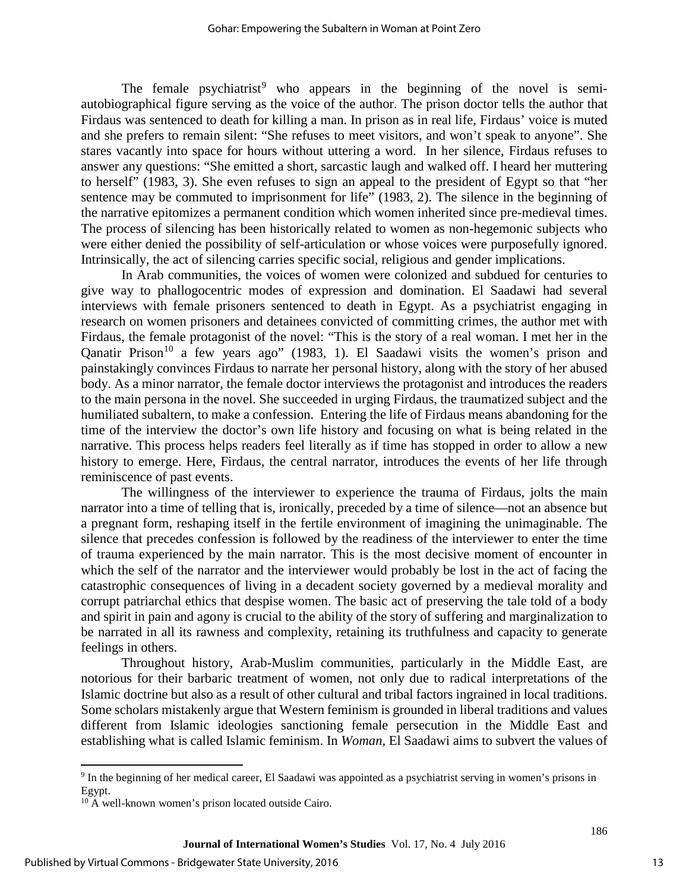The female psychiatrist[9] who appears in the beginning of the novel is semi-autobiographical figure serving as the voice of the author. The prison doctor tells the author that Firdaus was sentenced to death for killing a man. In prison as in real life, Firdaus' voice is muted and she prefers to remain silent: "She refuses to meet visitors, and won't speak to anyone". She stares vacantly into space for hours without uttering a word. In her silence, Firdaus refuses to answer any questions: "She emitted a short, sarcastic laugh and walked off. I heard her muttering to herself" (1983, 3). She even refuses to sign an appeal to the president of Egypt so that "her sentence may be commuted to imprisonment for life" (1983, 2). The silence in the beginning of the narrative epitomizes a permanent condition which women inherited since pre-medieval times. The process of silencing has been historically related to women as non-hegemonic subjects who were either denied the possibility of self-articulation or whose voices were purposefully ignored. Intrinsically, the act of silencing carries specific social, religious and gender implications.

In Arab communities, the voices of women were colonized and subdued for centuries to give way to phallogocentric modes of expression and domination. El Saadawi had several interviews with female prisoners sentenced to death in Egypt. As a psychiatrist engaging in research on women prisoners and detainees convicted of committing crimes, the author met with Firdaus, the female protagonist of the novel: "This is the story of a real woman. I met her in the Qanatir Prison[10] a few years ago" (1983, 1). El Saadawi visits the women's prison and painstakingly convinces Firdaus to narrate her personal history, along with the story of her abused body. As a minor narrator, the female doctor interviews the protagonist and introduces the readers to the main persona in the novel. She succeeded in urging Firdaus, the traumatized subject and the humiliated subaltern, to make a confession. Entering the life of Firdaus means abandoning for the time of the interview the doctor's own life history and focusing on what is being related in the narrative. This process helps readers feel literally as if time has stopped in order to allow a new history to emerge. Here, Firdaus, the central narrator, introduces the events of her life through reminiscence of past events.

The willingness of the interviewer to experience the trauma of Firdaus, jolts the main narrator into a time of telling that is, ironically, preceded by a time of silence—not an absence but a pregnant form, reshaping itself in the fertile environment of imagining the unimaginable. The silence that precedes confession is followed by the readiness of the interviewer to enter the time of trauma experienced by the main narrator. This is the most decisive moment of encounter in which the self of the narrator and the interviewer would probably be lost in the act of facing the catastrophic consequences of living in a decadent society governed by a medieval morality and corrupt patriarchal ethics that despise women. The basic act of preserving the tale told of a body and spirit in pain and agony is crucial to the ability of the story of suffering and marginalization to be narrated in all its rawness and complexity, retaining its truthfulness and capacity to generate feelings in others.

Throughout history, Arab-Muslim communities, particularly in the Middle East, are notorious for their barbaric treatment of women, not only due to radical interpretations of the Islamic doctrine but also as a result of other cultural and tribal factors ingrained in local traditions. Some scholars mistakenly argue that Western feminism is grounded in liberal traditions and values different from Islamic ideologies sanctioning female persecution in the Middle East and establishing what is called Islamic feminism. In *Woman*, El Saadawi aims to subvert the values of

---

[9] In the beginning of her medical career, El Saadawi was appointed as a psychiatrist serving in women's prisons in Egypt.

[10] A well-known women's prison located outside Cairo.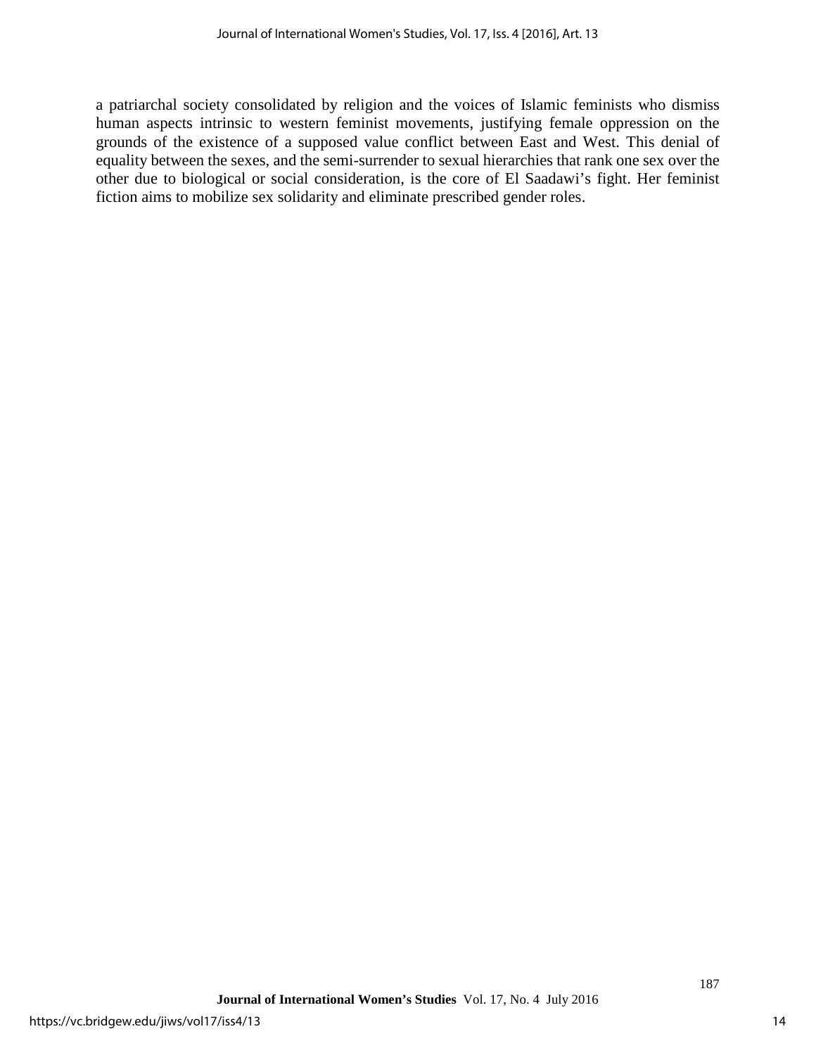a patriarchal society consolidated by religion and the voices of Islamic feminists who dismiss human aspects intrinsic to western feminist movements, justifying female oppression on the grounds of the existence of a supposed value conflict between East and West. This denial of equality between the sexes, and the semi-surrender to sexual hierarchies that rank one sex over the other due to biological or social consideration, is the core of El Saadawi's fight. Her feminist fiction aims to mobilize sex solidarity and eliminate prescribed gender roles.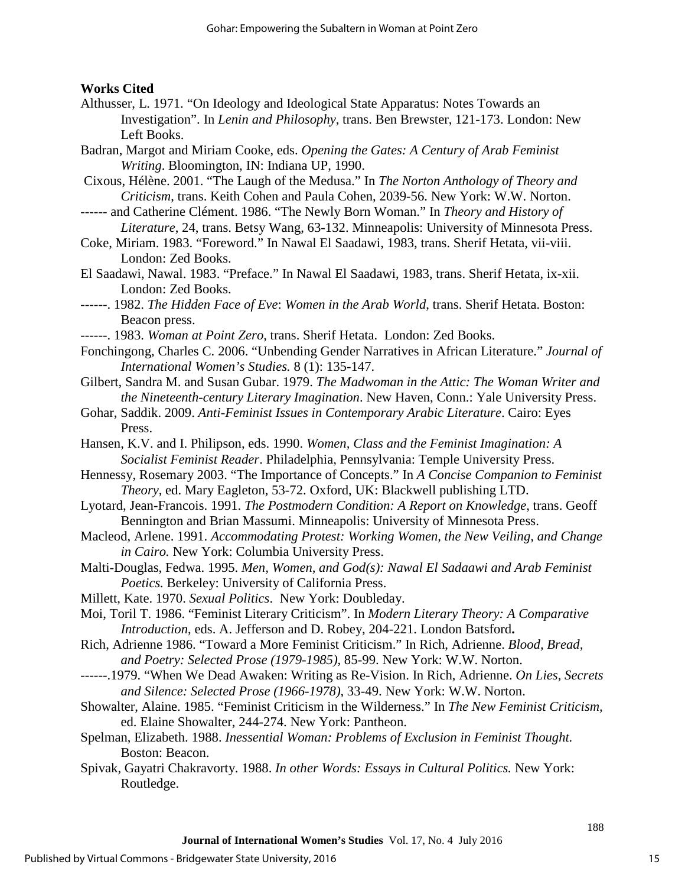**Works Cited**

Althusser, L. 1971. "On Ideology and Ideological State Apparatus: Notes Towards an Investigation". In *Lenin and Philosophy*, trans. Ben Brewster, 121-173. London: New Left Books.

Badran, Margot and Miriam Cooke, eds. *Opening the Gates: A Century of Arab Feminist Writing*. Bloomington, IN: Indiana UP, 1990.

Cixous, Hélène. 2001. "The Laugh of the Medusa." In *The Norton Anthology of Theory and Criticism*, trans. Keith Cohen and Paula Cohen, 2039-56. New York: W.W. Norton.

------ and Catherine Clément. 1986. "The Newly Born Woman." In *Theory and History of Literature*, 24, trans. Betsy Wang, 63-132. Minneapolis: University of Minnesota Press.

Coke, Miriam. 1983. "Foreword." In Nawal El Saadawi, 1983, trans. Sherif Hetata, vii-viii. London: Zed Books.

El Saadawi, Nawal. 1983. "Preface." In Nawal El Saadawi, 1983, trans. Sherif Hetata, ix-xii. London: Zed Books.

------. 1982. *The Hidden Face of Eve*: *Women in the Arab World*, trans. Sherif Hetata. Boston: Beacon press.

------. 1983. *Woman at Point Zero*, trans. Sherif Hetata. London: Zed Books.

Fonchingong, Charles C. 2006. "Unbending Gender Narratives in African Literature." *Journal of International Women's Studies.* 8 (1): 135-147.

Gilbert, Sandra M. and Susan Gubar. 1979. *The Madwoman in the Attic: The Woman Writer and the Nineteenth-century Literary Imagination*. New Haven, Conn.: Yale University Press.

Gohar, Saddik. 2009. *Anti-Feminist Issues in Contemporary Arabic Literature*. Cairo: Eyes Press.

Hansen, K.V. and I. Philipson, eds. 1990. *Women, Class and the Feminist Imagination: A Socialist Feminist Reader*. Philadelphia, Pennsylvania: Temple University Press.

Hennessy, Rosemary 2003. "The Importance of Concepts." In *A Concise Companion to Feminist Theory*, ed. Mary Eagleton, 53-72. Oxford, UK: Blackwell publishing LTD.

Lyotard, Jean-Francois. 1991. *The Postmodern Condition: A Report on Knowledge*, trans. Geoff Bennington and Brian Massumi. Minneapolis: University of Minnesota Press.

Macleod, Arlene. 1991. *Accommodating Protest: Working Women, the New Veiling, and Change in Cairo.* New York: Columbia University Press.

Malti-Douglas, Fedwa. 1995. *Men, Women, and God(s): Nawal El Sadaawi and Arab Feminist Poetics.* Berkeley: University of California Press.

Millett, Kate. 1970. *Sexual Politics*. New York: Doubleday.

Moi, Toril T. 1986. "Feminist Literary Criticism". In *Modern Literary Theory: A Comparative Introduction*, eds. A. Jefferson and D. Robey, 204-221. London Batsford**.**

Rich, Adrienne 1986. "Toward a More Feminist Criticism." In Rich, Adrienne. *Blood, Bread, and Poetry: Selected Prose (1979-1985)*, 85-99. New York: W.W. Norton.

------.1979. "When We Dead Awaken: Writing as Re-Vision. In Rich, Adrienne. *On Lies, Secrets and Silence: Selected Prose (1966-1978)*, 33-49. New York: W.W. Norton.

Showalter, Alaine. 1985. "Feminist Criticism in the Wilderness." In *The New Feminist Criticism*, ed. Elaine Showalter, 244-274. New York: Pantheon.

Spelman, Elizabeth. 1988. *Inessential Woman: Problems of Exclusion in Feminist Thought.* Boston: Beacon.

Spivak, Gayatri Chakravorty. 1988. *In other Words: Essays in Cultural Politics.* New York: Routledge.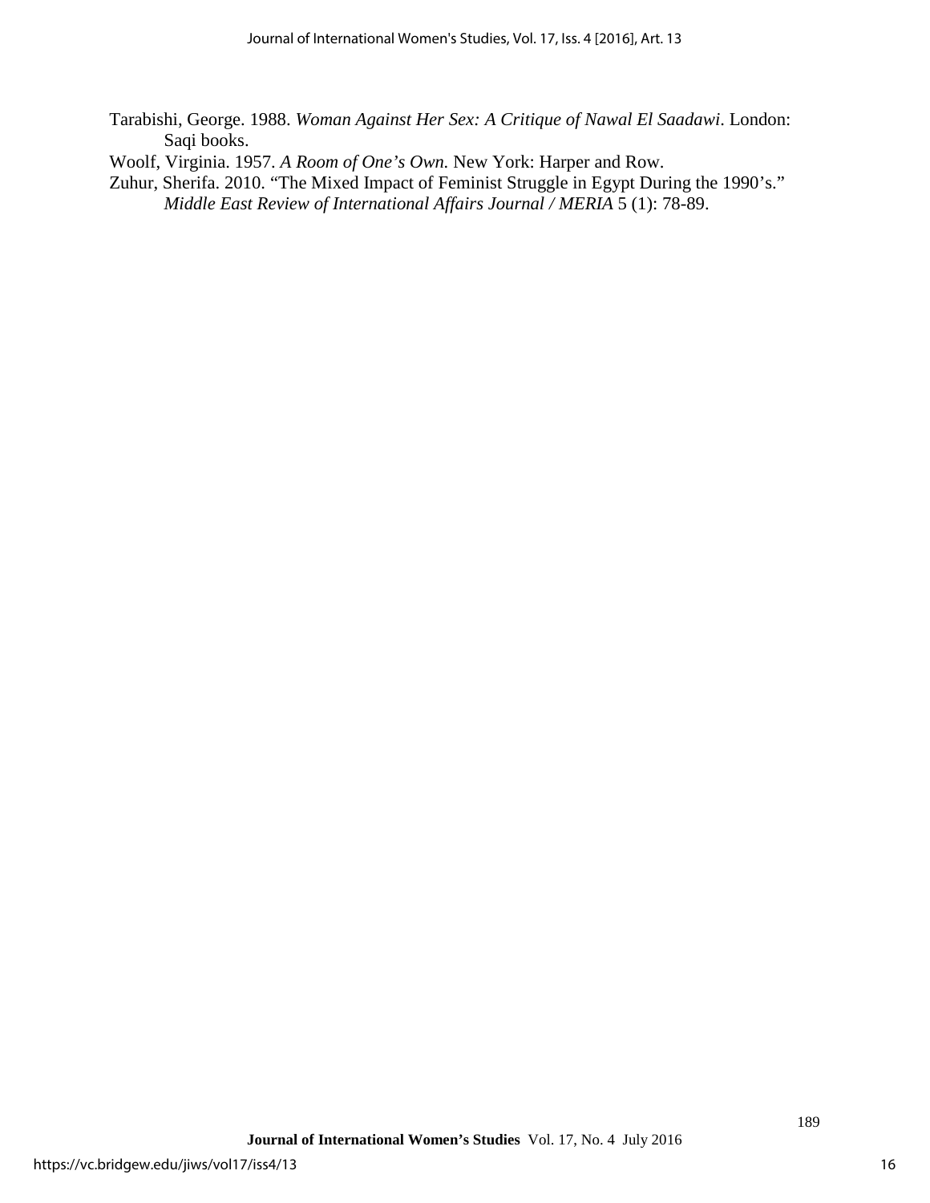Tarabishi, George. 1988. *Woman Against Her Sex: A Critique of Nawal El Saadawi*. London: Saqi books.

Woolf, Virginia. 1957. *A Room of One's Own*. New York: Harper and Row.

Zuhur, Sherifa. 2010. "The Mixed Impact of Feminist Struggle in Egypt During the 1990's." *Middle East Review of International Affairs Journal / MERIA* 5 (1): 78-89.